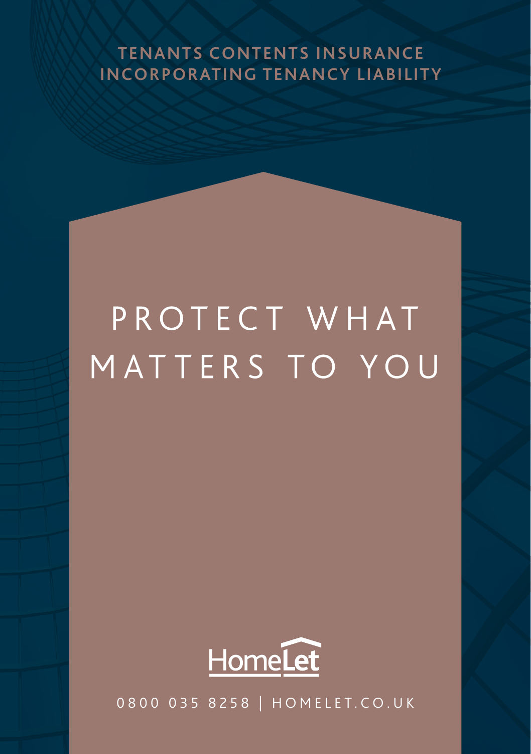TENANTS CONTENTS INSURANCE
INCORPORATING TENANCY LIABILITY

# PROTECT WHAT MATTERS TO YOU

HomeLet

0800 035 8258 | HOMELET.CO.UK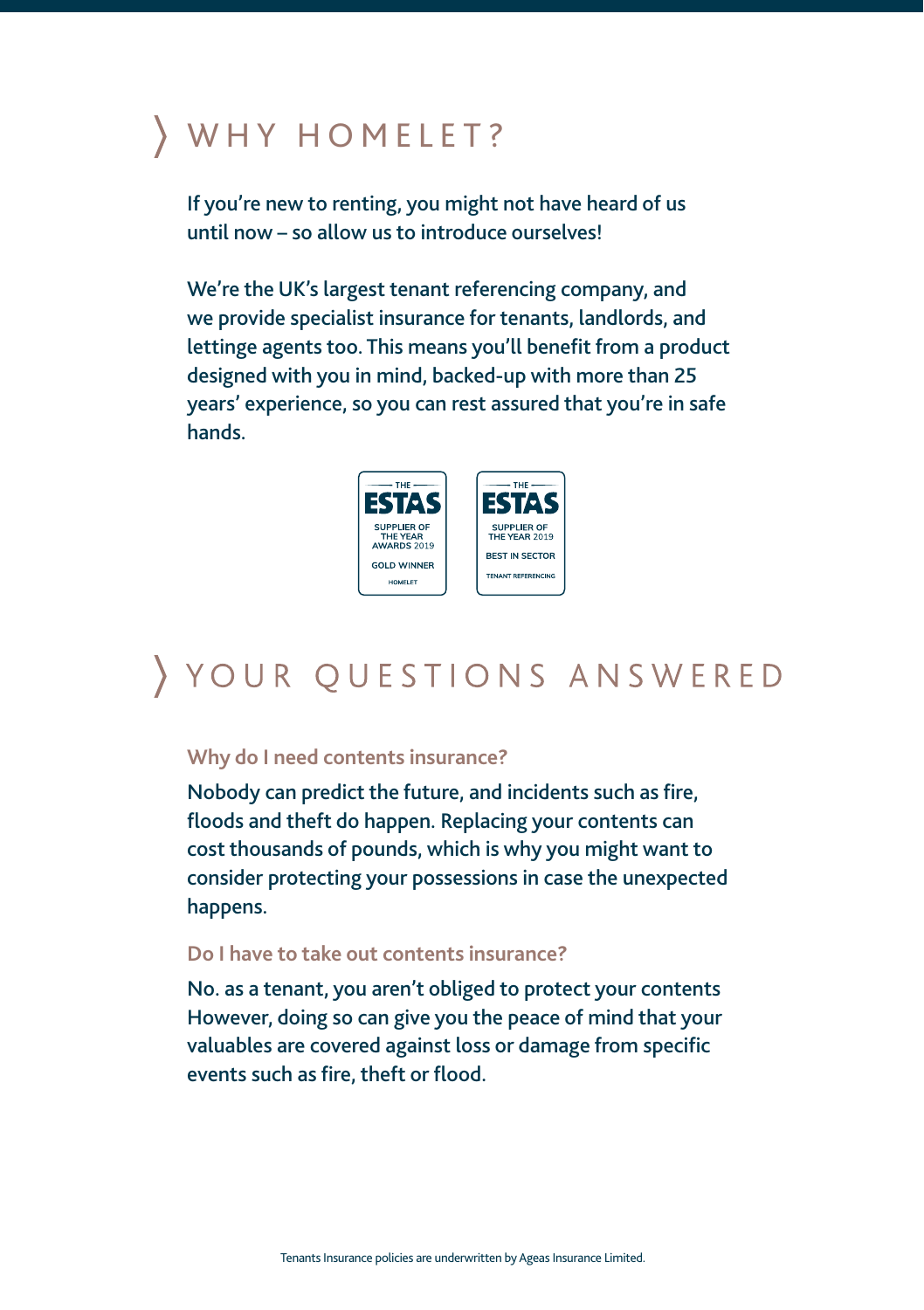# WHY HOMELET?

If you're new to renting, you might not have heard of us until now – so allow us to introduce ourselves!

We're the UK's largest tenant referencing company, and we provide specialist insurance for tenants, landlords, and lettinge agents too. This means you'll benefit from a product designed with you in mind, backed-up with more than 25 years' experience, so you can rest assured that you're in safe hands.

# YOUR QUESTIONS ANSWERED

### Why do I need contents insurance?

Nobody can predict the future, and incidents such as fire, floods and theft do happen. Replacing your contents can cost thousands of pounds, which is why you might want to consider protecting your possessions in case the unexpected happens.

### Do I have to take out contents insurance?

No. as a tenant, you aren't obliged to protect your contents However, doing so can give you the peace of mind that your valuables are covered against loss or damage from specific events such as fire, theft or flood.

Tenants Insurance policies are underwritten by Ageas Insurance Limited.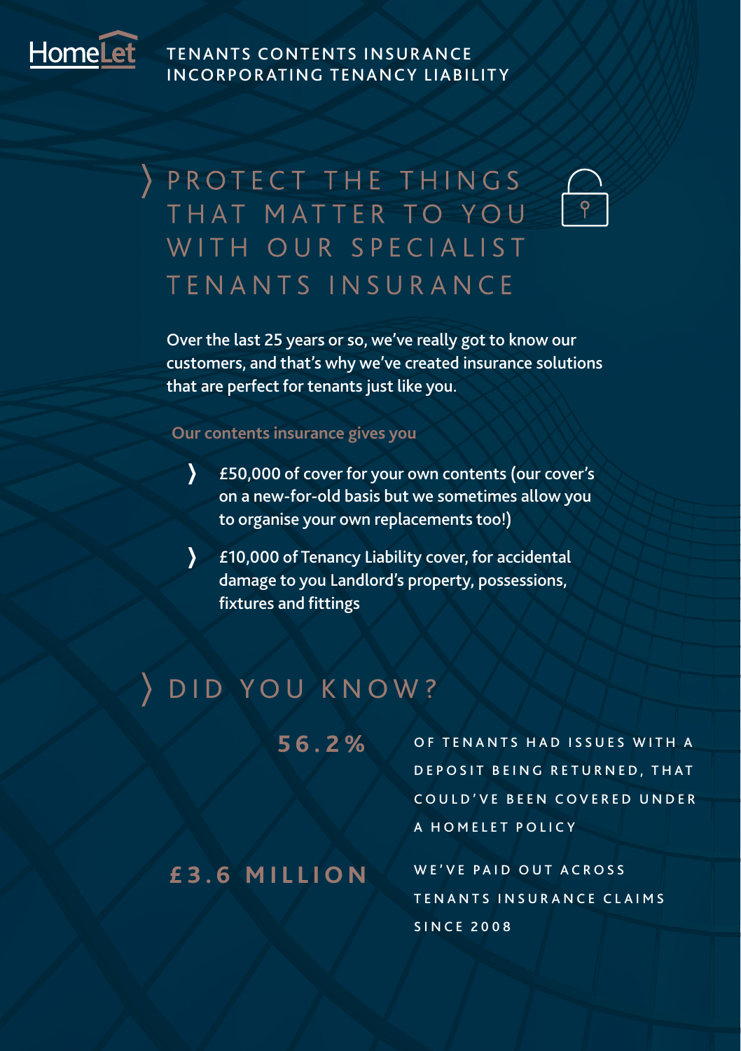HomeLet

TENANTS CONTENTS INSURANCE
INCORPORATING TENANCY LIABILITY

# PROTECT THE THINGS THAT MATTER TO YOU WITH OUR SPECIALIST TENANTS INSURANCE

Over the last 25 years or so, we've really got to know our customers, and that's why we've created insurance solutions that are perfect for tenants just like you.

**Our contents insurance gives you**

- £50,000 of cover for your own contents (our cover's on a new-for-old basis but we sometimes allow you to organise your own replacements too!)
- £10,000 of Tenancy Liability cover, for accidental damage to you Landlord's property, possessions, fixtures and fittings

# DID YOU KNOW?

**56.2%** OF TENANTS HAD ISSUES WITH A DEPOSIT BEING RETURNED, THAT COULD'VE BEEN COVERED UNDER A HOMELET POLICY

**£3.6 MILLION** WE'VE PAID OUT ACROSS TENANTS INSURANCE CLAIMS SINCE 2008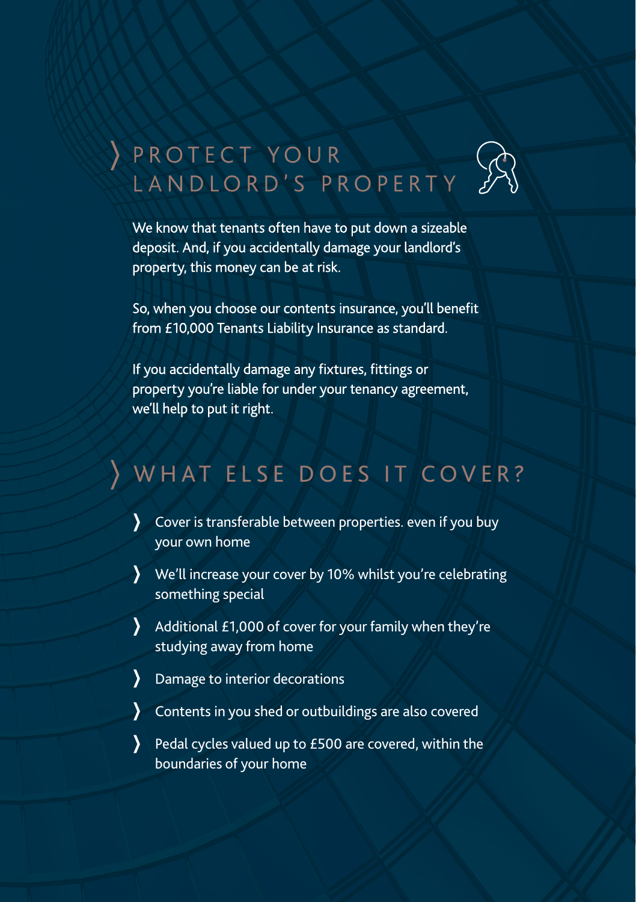## PROTECT YOUR LANDLORD'S PROPERTY

We know that tenants often have to put down a sizeable deposit. And, if you accidentally damage your landlord's property, this money can be at risk.

So, when you choose our contents insurance, you'll benefit from £10,000 Tenants Liability Insurance as standard.

If you accidentally damage any fixtures, fittings or property you're liable for under your tenancy agreement, we'll help to put it right.

## WHAT ELSE DOES IT COVER?

- Cover is transferable between properties. even if you buy your own home
- We'll increase your cover by 10% whilst you're celebrating something special
- Additional £1,000 of cover for your family when they're studying away from home
- Damage to interior decorations
- Contents in you shed or outbuildings are also covered
- Pedal cycles valued up to £500 are covered, within the boundaries of your home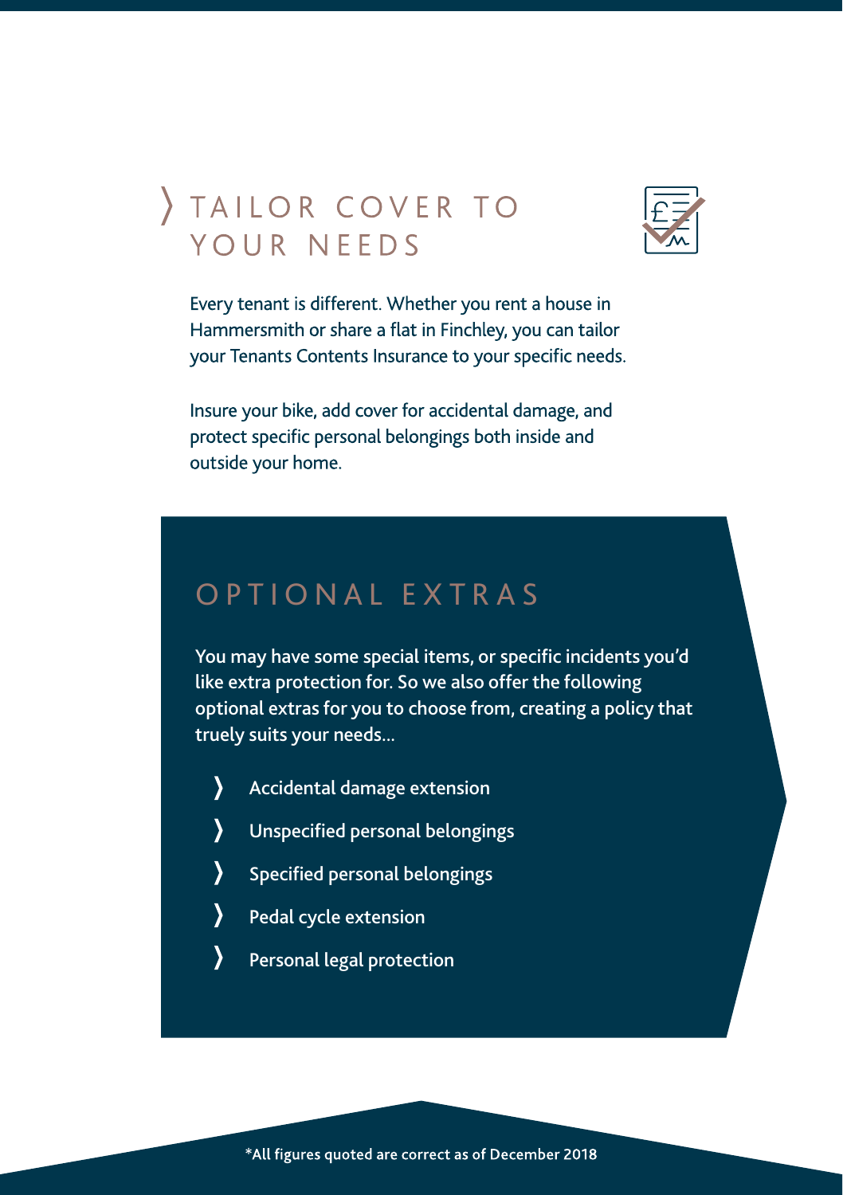## TAILOR COVER TO YOUR NEEDS

Every tenant is different. Whether you rent a house in Hammersmith or share a flat in Finchley, you can tailor your Tenants Contents Insurance to your specific needs.

Insure your bike, add cover for accidental damage, and protect specific personal belongings both inside and outside your home.

## OPTIONAL EXTRAS

You may have some special items, or specific incidents you'd like extra protection for. So we also offer the following optional extras for you to choose from, creating a policy that truely suits your needs...

- Accidental damage extension
- Unspecified personal belongings
- Specified personal belongings
- Pedal cycle extension
- Personal legal protection

*All figures quoted are correct as of December 2018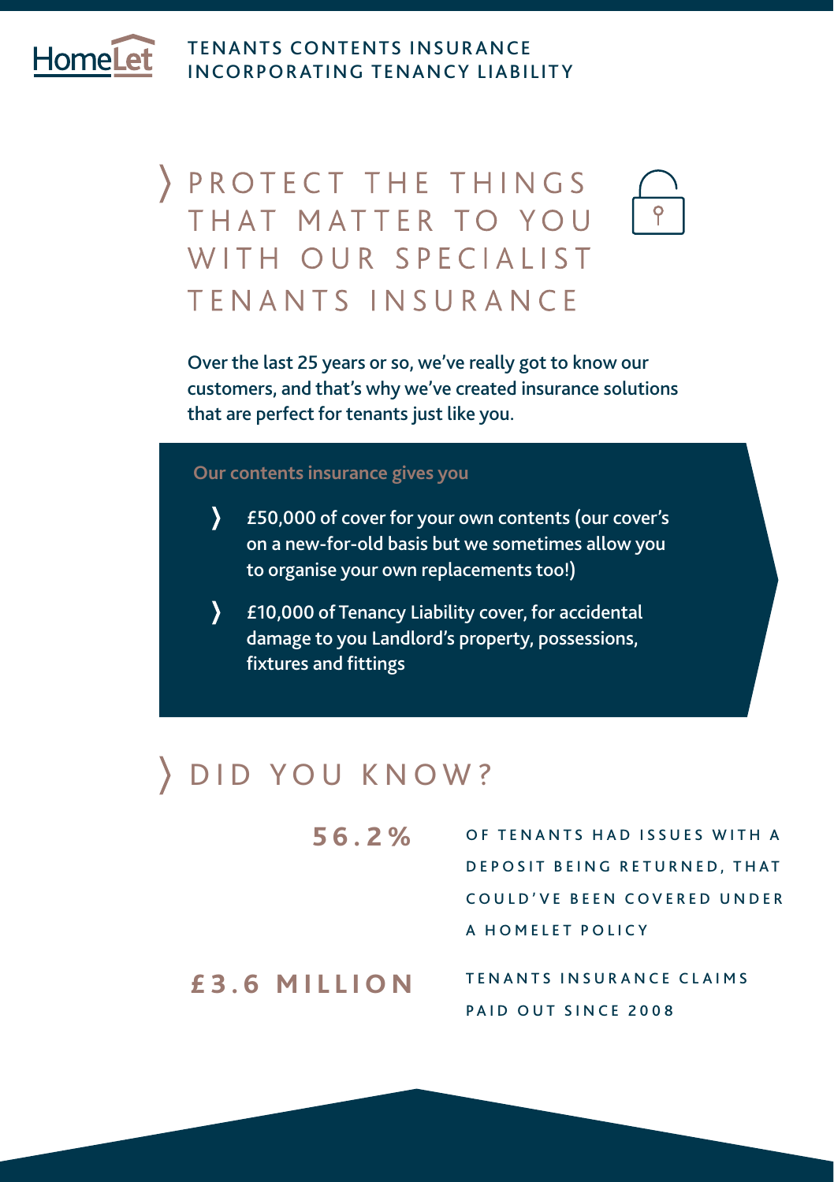HomeLet

TENANTS CONTENTS INSURANCE
INCORPORATING TENANCY LIABILITY

# PROTECT THE THINGS THAT MATTER TO YOU WITH OUR SPECIALIST TENANTS INSURANCE

Over the last 25 years or so, we've really got to know our customers, and that's why we've created insurance solutions that are perfect for tenants just like you.

**Our contents insurance gives you**

- £50,000 of cover for your own contents (our cover's on a new-for-old basis but we sometimes allow you to organise your own replacements too!)
- £10,000 of Tenancy Liability cover, for accidental damage to you Landlord's property, possessions, fixtures and fittings

# DID YOU KNOW?

**56.2%** OF TENANTS HAD ISSUES WITH A DEPOSIT BEING RETURNED, THAT COULD'VE BEEN COVERED UNDER A HOMELET POLICY

**£3.6 MILLION** TENANTS INSURANCE CLAIMS PAID OUT SINCE 2008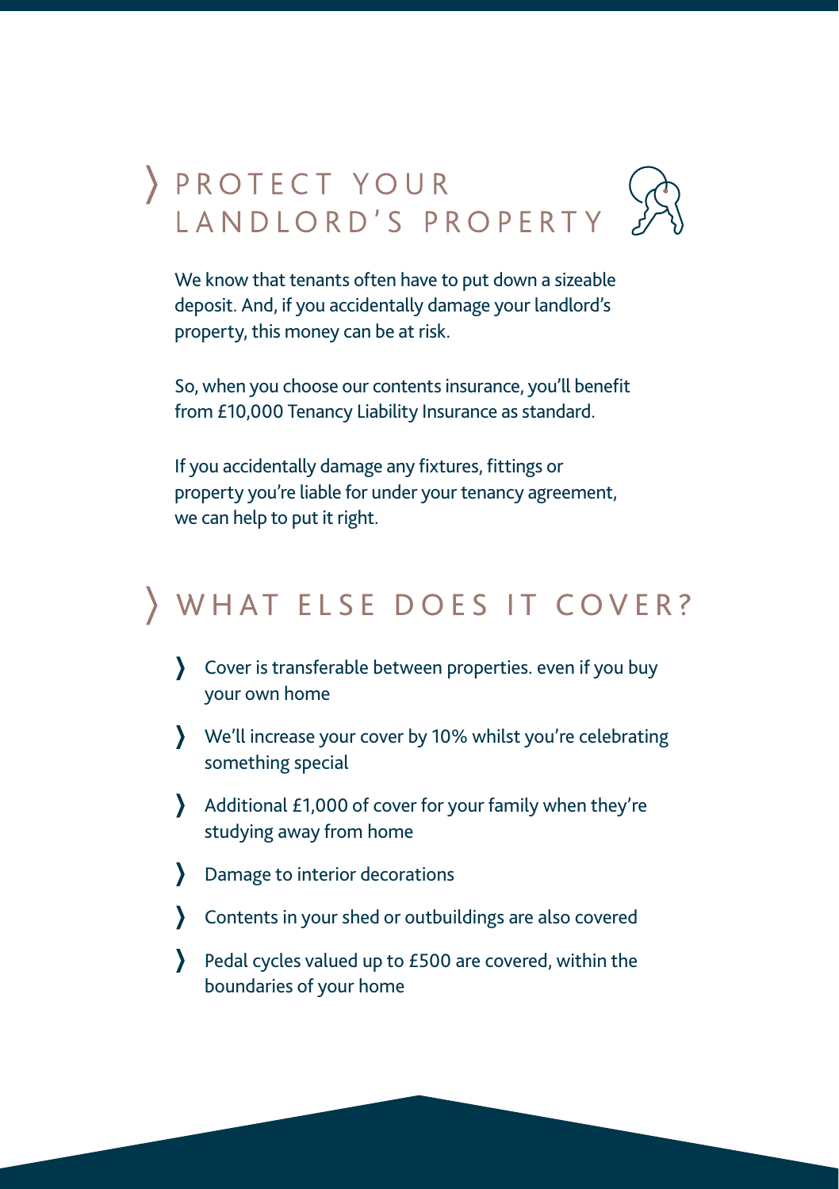## PROTECT YOUR LANDLORD'S PROPERTY

We know that tenants often have to put down a sizeable deposit. And, if you accidentally damage your landlord's property, this money can be at risk.

So, when you choose our contents insurance, you'll benefit from £10,000 Tenancy Liability Insurance as standard.

If you accidentally damage any fixtures, fittings or property you're liable for under your tenancy agreement, we can help to put it right.

## WHAT ELSE DOES IT COVER?

- Cover is transferable between properties. even if you buy your own home
- We'll increase your cover by 10% whilst you're celebrating something special
- Additional £1,000 of cover for your family when they're studying away from home
- Damage to interior decorations
- Contents in your shed or outbuildings are also covered
- Pedal cycles valued up to £500 are covered, within the boundaries of your home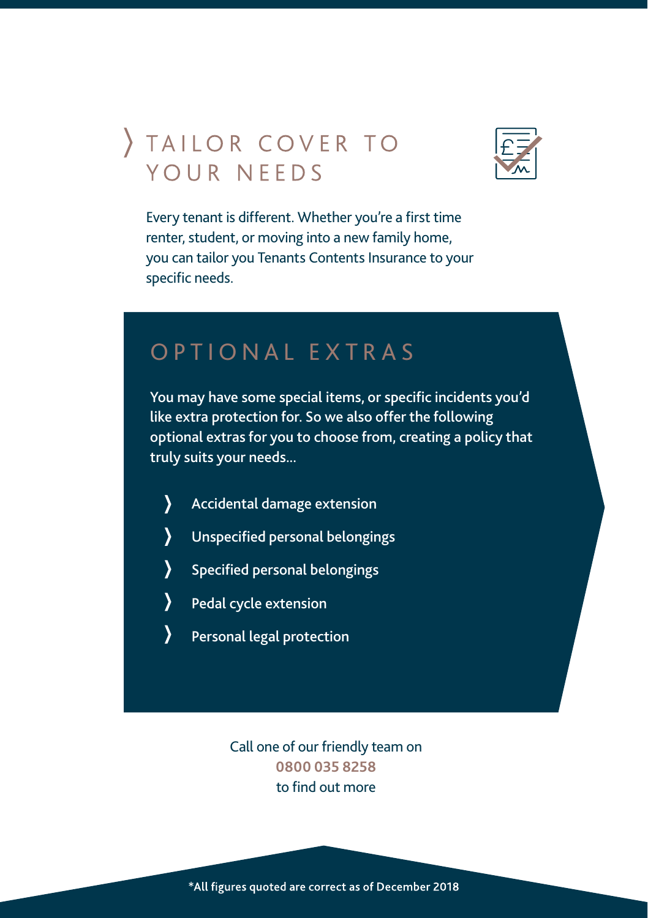# TAILOR COVER TO YOUR NEEDS

Every tenant is different. Whether you're a first time renter, student, or moving into a new family home, you can tailor you Tenants Contents Insurance to your specific needs.

## OPTIONAL EXTRAS

You may have some special items, or specific incidents you'd like extra protection for. So we also offer the following optional extras for you to choose from, creating a policy that truly suits your needs...

- Accidental damage extension
- Unspecified personal belongings
- Specified personal belongings
- Pedal cycle extension
- Personal legal protection

Call one of our friendly team on **0800 035 8258** to find out more

*All figures quoted are correct as of December 2018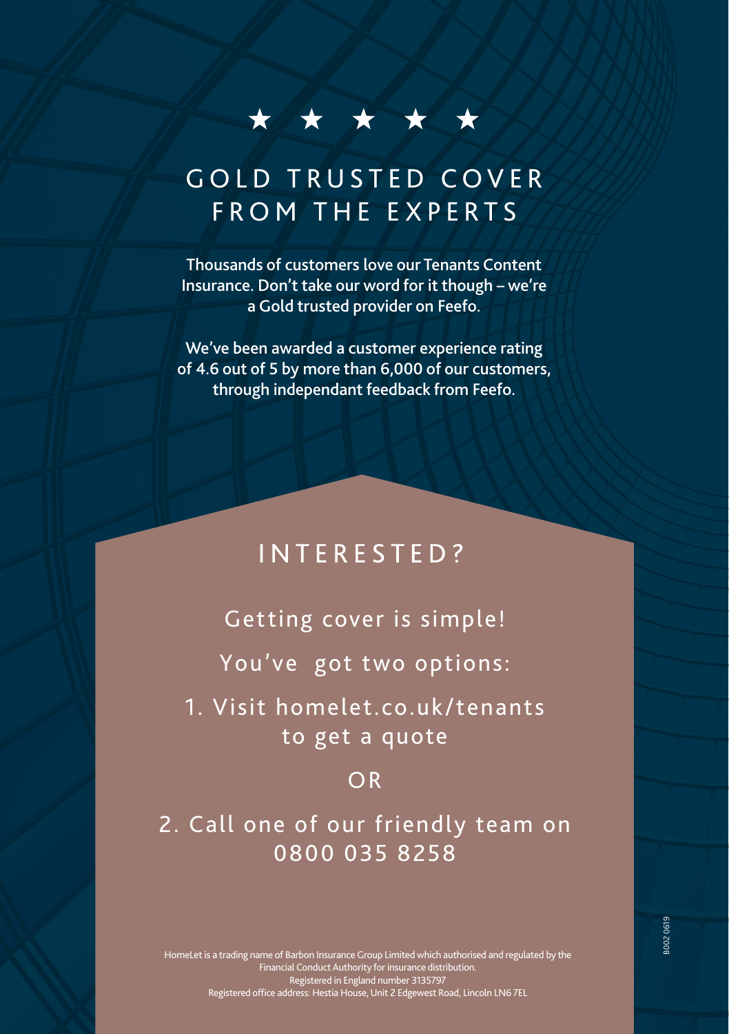★ ★ ★ ★ ★

# GOLD TRUSTED COVER FROM THE EXPERTS

Thousands of customers love our Tenants Content Insurance. Don't take our word for it though – we're a Gold trusted provider on Feefo.

We've been awarded a customer experience rating of 4.6 out of 5 by more than 6,000 of our customers, through independant feedback from Feefo.

## INTERESTED?

Getting cover is simple!

You've got two options:

1. Visit homelet.co.uk/tenants to get a quote

OR

2. Call one of our friendly team on 0800 035 8258

HomeLet is a trading name of Barbon Insurance Group Limited which authorised and regulated by the Financial Conduct Authority for insurance distribution.
Registered in England number 3135797
Registered office address: Hestia House, Unit 2 Edgewest Road, Lincoln LN6 7EL

B002 0619